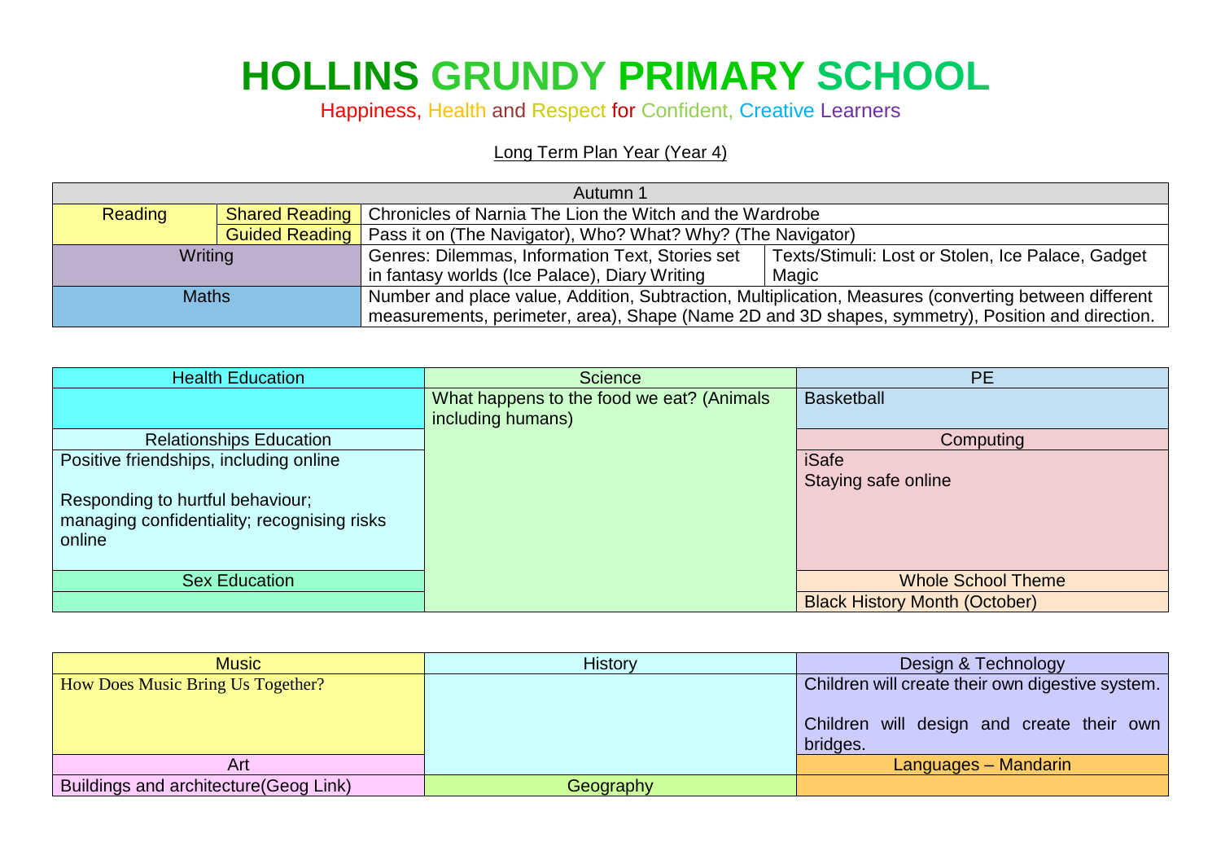# HOLLINS GRUNDY PRIMARY SCHOOL

Happiness, Health and Respect for Confident, Creative Learners

Long Term Plan Year (Year 4)

| Autumn 1 | | | |
|---|---|---|---|
| Reading | Shared Reading | Chronicles of Narnia The Lion the Witch and the Wardrobe | |
| | Guided Reading | Pass it on (The Navigator), Who? What? Why? (The Navigator) | |
| Writing | | Genres: Dilemmas, Information Text, Stories set in fantasy worlds (Ice Palace), Diary Writing | Texts/Stimuli: Lost or Stolen, Ice Palace, Gadget Magic |
| Maths | | Number and place value, Addition, Subtraction, Multiplication, Measures (converting between different measurements, perimeter, area), Shape (Name 2D and 3D shapes, symmetry), Position and direction. | |

| Health Education | Science | PE |
|---|---|---|
| | What happens to the food we eat? (Animals including humans) | Basketball |
| Relationships Education | | Computing |
| Positive friendships, including online<br><br>Responding to hurtful behaviour; managing confidentiality; recognising risks online | | iSafe<br>Staying safe online |
| Sex Education | | Whole School Theme |
| | | Black History Month (October) |

| Music | History | Design & Technology |
|---|---|---|
| How Does Music Bring Us Together? | | Children will create their own digestive system.<br><br>Children will design and create their own bridges. |
| Art | | Languages – Mandarin |
| Buildings and architecture(Geog Link) | Geography | |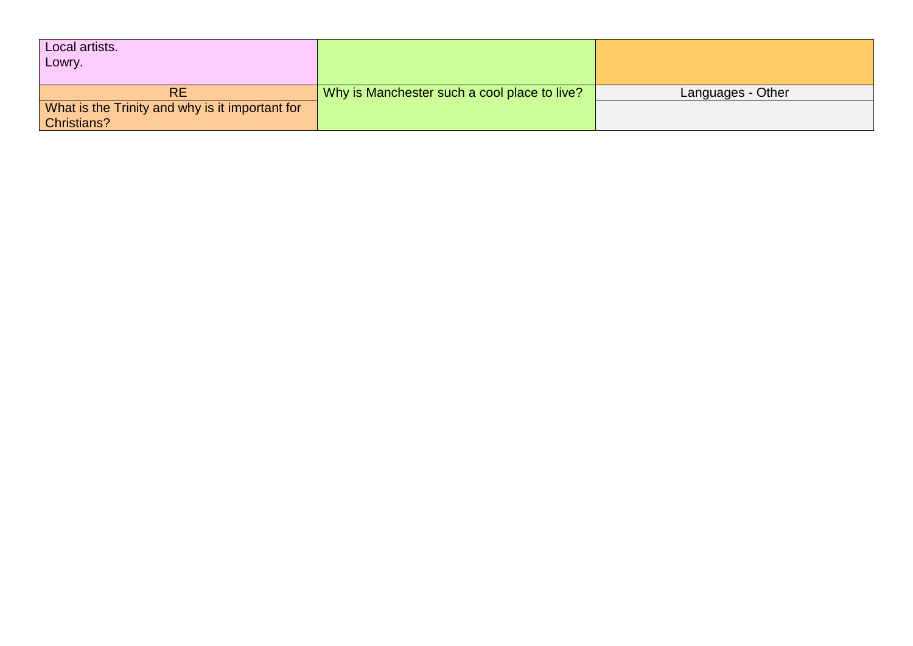| | | |
|---|---|---|
| Local artists.<br>Lowry. | | |
| RE | Why is Manchester such a cool place to live? | Languages - Other |
| What is the Trinity and why is it important for Christians? | | |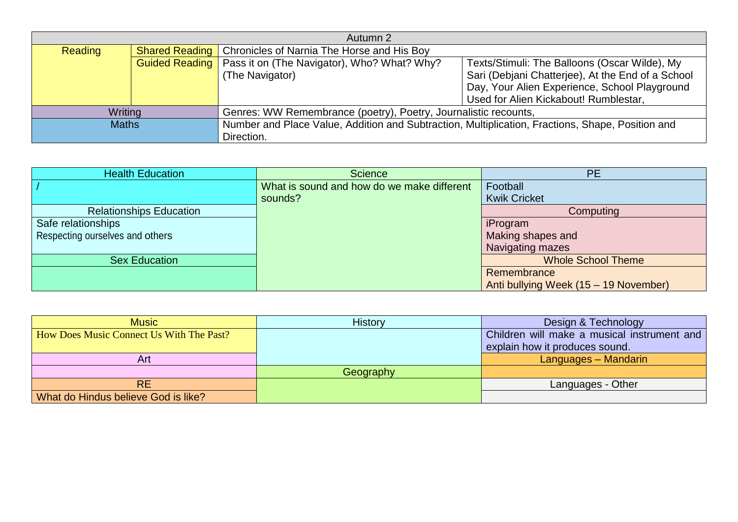| Autumn 2 | | | |
|---|---|---|---|
| Reading | Shared Reading | Chronicles of Narnia The Horse and His Boy | |
| | Guided Reading | Pass it on (The Navigator), Who? What? Why? (The Navigator) | Texts/Stimuli: The Balloons (Oscar Wilde), My Sari (Debjani Chatterjee), At the End of a School Day, Your Alien Experience, School Playground Used for Alien Kickabout! Rumblestar, |
| Writing | | Genres: WW Remembrance (poetry), Poetry, Journalistic recounts, | |
| Maths | | Number and Place Value, Addition and Subtraction, Multiplication, Fractions, Shape, Position and Direction. | |

| Health Education | Science | PE |
|---|---|---|
| / | What is sound and how do we make different sounds? | Football<br>Kwik Cricket |
| Relationships Education | | Computing |
| Safe relationships<br>Respecting ourselves and others | | iProgram<br>Making shapes and<br>Navigating mazes |
| Sex Education | | Whole School Theme |
| | | Remembrance<br>Anti bullying Week (15 – 19 November) |

| Music | History | Design & Technology |
|---|---|---|
| How Does Music Connect Us With The Past? | | Children will make a musical instrument and explain how it produces sound. |
| Art | | Languages – Mandarin |
| | Geography | |
| RE | | Languages - Other |
| What do Hindus believe God is like? | | |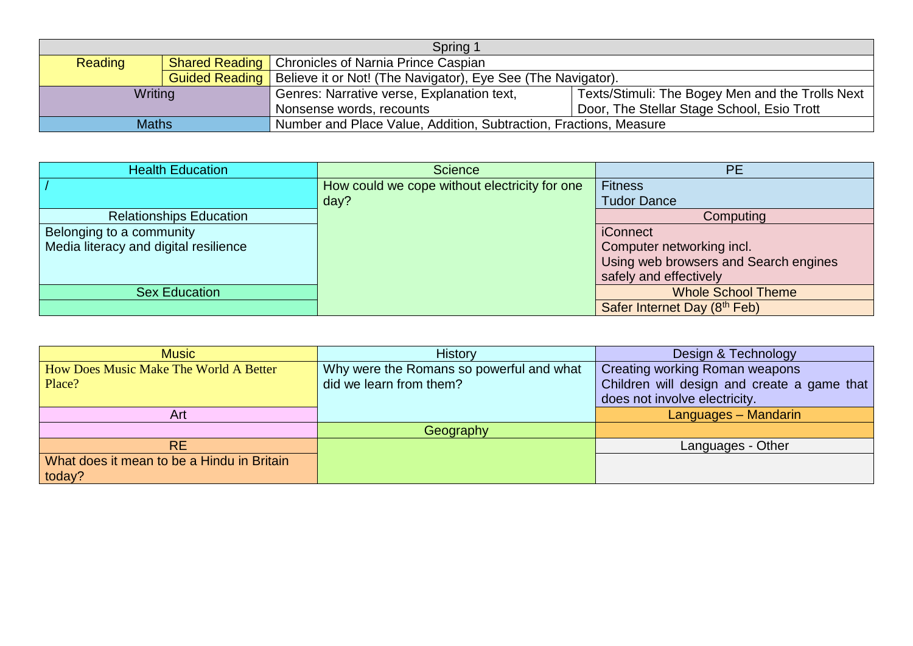| Spring 1 | | | |
|---|---|---|---|
| Reading | Shared Reading | Chronicles of Narnia Prince Caspian | |
| | Guided Reading | Believe it or Not! (The Navigator), Eye See (The Navigator). | |
| Writing | | Genres: Narrative verse, Explanation text, Nonsense words, recounts | Texts/Stimuli: The Bogey Men and the Trolls Next Door, The Stellar Stage School, Esio Trott |
| Maths | | Number and Place Value, Addition, Subtraction, Fractions, Measure | |

| Health Education | Science | PE |
|---|---|---|
| / | How could we cope without electricity for one day? | Fitness<br>Tudor Dance |
| **Relationships Education** | | **Computing** |
| Belonging to a community<br>Media literacy and digital resilience | | iConnect<br>Computer networking incl.<br>Using web browsers and Search engines safely and effectively |
| **Sex Education** | | **Whole School Theme** |
| | | Safer Internet Day (8th Feb) |

| Music | History | Design & Technology |
|---|---|---|
| How Does Music Make The World A Better Place? | Why were the Romans so powerful and what did we learn from them? | Creating working Roman weapons<br>Children will design and create a game that does not involve electricity. |
| **Art** | | **Languages – Mandarin** |
| | **Geography** | |
| **RE** | | **Languages - Other** |
| What does it mean to be a Hindu in Britain today? | | |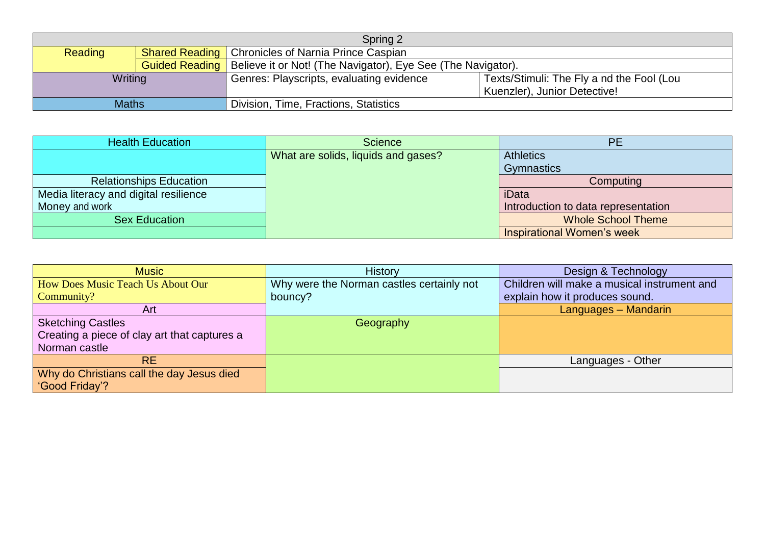| Spring 2 | | | |
|---|---|---|---|
| Reading | Shared Reading | Chronicles of Narnia Prince Caspian | |
| | Guided Reading | Believe it or Not! (The Navigator), Eye See (The Navigator). | |
| Writing | | Genres: Playscripts, evaluating evidence | Texts/Stimuli: The Fly a nd the Fool (Lou Kuenzler), Junior Detective! |
| Maths | | Division, Time, Fractions, Statistics | |

| Health Education | Science | PE |
|---|---|---|
| | What are solids, liquids and gases? | Athletics<br>Gymnastics |
| Relationships Education | | Computing |
| Media literacy and digital resilience<br>Money and work | | iData<br>Introduction to data representation |
| Sex Education | | Whole School Theme |
| | | Inspirational Women's week |

| Music | History | Design & Technology |
|---|---|---|
| How Does Music Teach Us About Our Community? | Why were the Norman castles certainly not bouncy? | Children will make a musical instrument and explain how it produces sound. |
| Art | | Languages – Mandarin |
| Sketching Castles<br>Creating a piece of clay art that captures a Norman castle | Geography | |
| RE | | Languages - Other |
| Why do Christians call the day Jesus died 'Good Friday'? | | |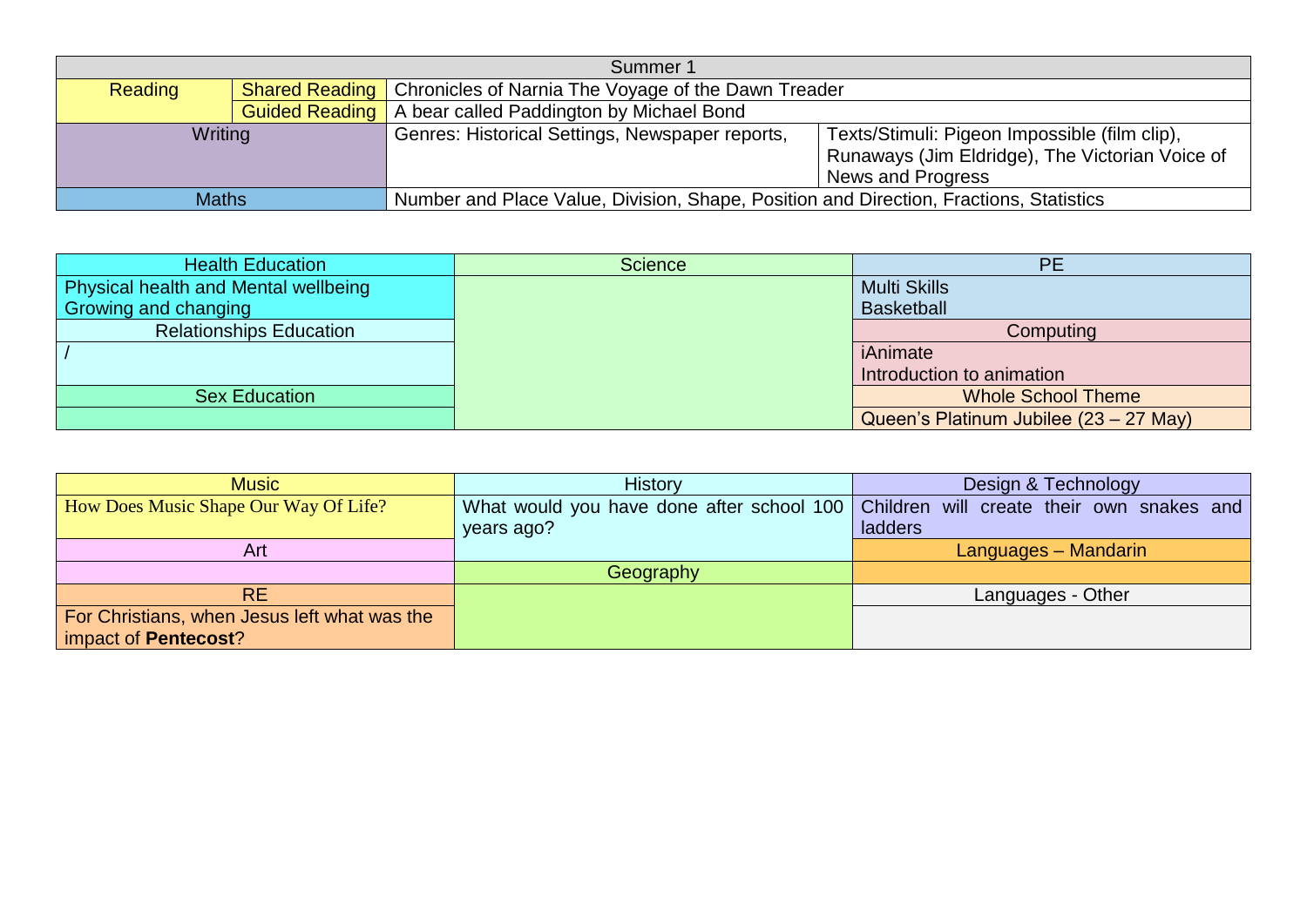| Summer 1 | | | |
|---|---|---|---|
| Reading | Shared Reading | Chronicles of Narnia The Voyage of the Dawn Treader | |
| | Guided Reading | A bear called Paddington by Michael Bond | |
| Writing | | Genres: Historical Settings, Newspaper reports, | Texts/Stimuli: Pigeon Impossible (film clip), Runaways (Jim Eldridge), The Victorian Voice of News and Progress |
| Maths | | Number and Place Value, Division, Shape, Position and Direction, Fractions, Statistics | |

| Health Education | Science | PE |
|---|---|---|
| Physical health and Mental wellbeing<br>Growing and changing | | Multi Skills<br>Basketball |
| Relationships Education | | Computing |
| / | | iAnimate<br>Introduction to animation |
| Sex Education | | Whole School Theme |
| | | Queen's Platinum Jubilee (23 – 27 May) |

| Music | History | Design & Technology |
|---|---|---|
| How Does Music Shape Our Way Of Life? | What would you have done after school 100 years ago? | Children will create their own snakes and ladders |
| Art | | Languages – Mandarin |
| | Geography | |
| RE | | Languages - Other |
| For Christians, when Jesus left what was the impact of **Pentecost**? | | |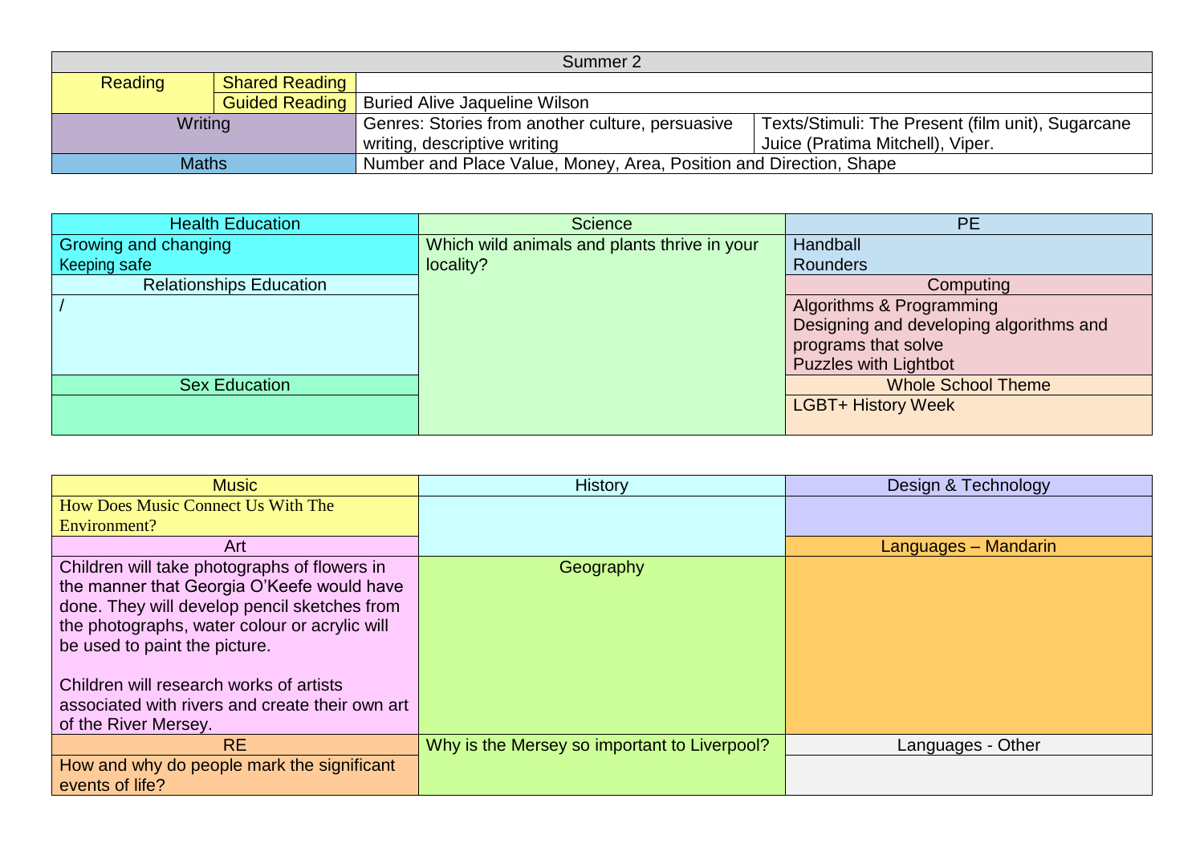| Summer 2 | | | |
|---|---|---|---|
| Reading | Shared Reading | | |
| | Guided Reading | Buried Alive Jaqueline Wilson | |
| Writing | | Genres: Stories from another culture, persuasive writing, descriptive writing | Texts/Stimuli: The Present (film unit), Sugarcane Juice (Pratima Mitchell), Viper. |
| Maths | | Number and Place Value, Money, Area, Position and Direction, Shape | |

| Health Education | Science | PE |
|---|---|---|
| Growing and changing<br>Keeping safe | Which wild animals and plants thrive in your locality? | Handball<br>Rounders |
| Relationships Education | | Computing |
| / | | Algorithms & Programming<br>Designing and developing algorithms and programs that solve<br>Puzzles with Lightbot |
| Sex Education | | Whole School Theme |
| | | LGBT+ History Week |

| Music | History | Design & Technology |
|---|---|---|
| How Does Music Connect Us With The Environment? | | |
| Art | | Languages – Mandarin |
| Children will take photographs of flowers in the manner that Georgia O'Keefe would have done. They will develop pencil sketches from the photographs, water colour or acrylic will be used to paint the picture.<br><br>Children will research works of artists associated with rivers and create their own art of the River Mersey. | Geography | |
| RE | Why is the Mersey so important to Liverpool? | Languages - Other |
| How and why do people mark the significant events of life? | | |